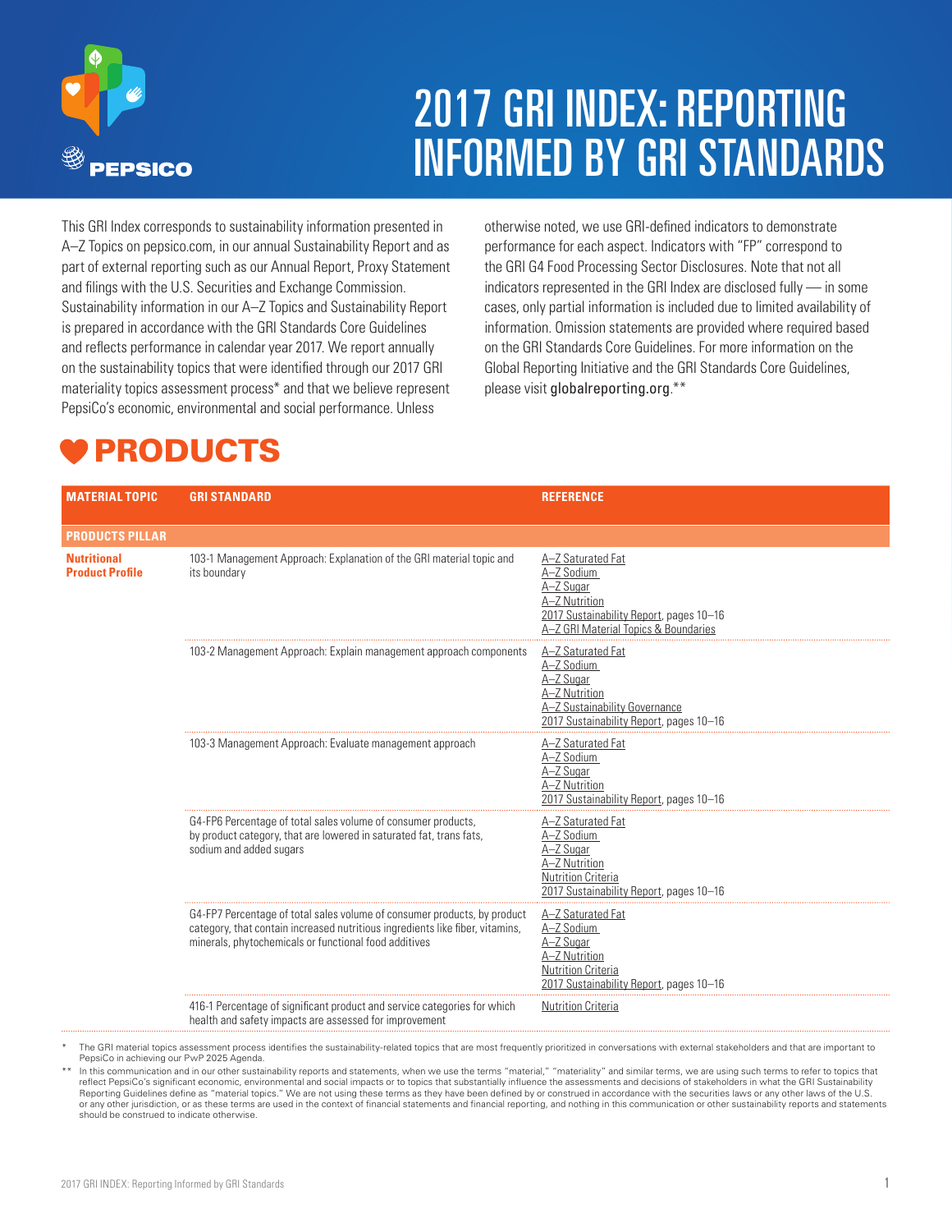# 2017 GRI INDEX: REPORTING INFORMED BY GRI STANDARDS

This GRI Index corresponds to sustainability information presented in A–Z Topics on pepsico.com, in our annual Sustainability Report and as part of external reporting such as our Annual Report, Proxy Statement and filings with the U.S. Securities and Exchange Commission. Sustainability information in our A–Z Topics and Sustainability Report is prepared in accordance with the GRI Standards Core Guidelines and reflects performance in calendar year 2017. We report annually on the sustainability topics that were identified through our 2017 GRI materiality topics assessment process* and that we believe represent PepsiCo's economic, environmental and social performance. Unless otherwise noted, we use GRI-defined indicators to demonstrate performance for each aspect. Indicators with "FP" correspond to the GRI G4 Food Processing Sector Disclosures. Note that not all indicators represented in the GRI Index are disclosed fully — in some cases, only partial information is included due to limited availability of information. Omission statements are provided where required based on the GRI Standards Core Guidelines. For more information on the Global Reporting Initiative and the GRI Standards Core Guidelines, please visit globalreporting.org.**

## PRODUCTS

| MATERIAL TOPIC | GRI STANDARD | REFERENCE |
|---|---|---|
| **PRODUCTS PILLAR** | | |
| **Nutritional Product Profile** | 103-1 Management Approach: Explanation of the GRI material topic and its boundary | A–Z Saturated Fat<br>A–Z Sodium<br>A–Z Sugar<br>A–Z Nutrition<br>2017 Sustainability Report, pages 10–16<br>A–Z GRI Material Topics & Boundaries |
| | 103-2 Management Approach: Explain management approach components | A–Z Saturated Fat<br>A–Z Sodium<br>A–Z Sugar<br>A–Z Nutrition<br>A–Z Sustainability Governance<br>2017 Sustainability Report, pages 10–16 |
| | 103-3 Management Approach: Evaluate management approach | A–Z Saturated Fat<br>A–Z Sodium<br>A–Z Sugar<br>A–Z Nutrition<br>2017 Sustainability Report, pages 10–16 |
| | G4-FP6 Percentage of total sales volume of consumer products, by product category, that are lowered in saturated fat, trans fats, sodium and added sugars | A–Z Saturated Fat<br>A–Z Sodium<br>A–Z Sugar<br>A–Z Nutrition<br>Nutrition Criteria<br>2017 Sustainability Report, pages 10–16 |
| | G4-FP7 Percentage of total sales volume of consumer products, by product category, that contain increased nutritious ingredients like fiber, vitamins, minerals, phytochemicals or functional food additives | A–Z Saturated Fat<br>A–Z Sodium<br>A–Z Sugar<br>A–Z Nutrition<br>Nutrition Criteria<br>2017 Sustainability Report, pages 10–16 |
| | 416-1 Percentage of significant product and service categories for which health and safety impacts are assessed for improvement | Nutrition Criteria |

\* The GRI material topics assessment process identifies the sustainability-related topics that are most frequently prioritized in conversations with external stakeholders and that are important to PepsiCo in achieving our PwP 2025 Agenda.

\*\* In this communication and in our other sustainability reports and statements, when we use the terms "material," "materiality" and similar terms, we are using such terms to refer to topics that reflect PepsiCo's significant economic, environmental and social impacts or to topics that substantially influence the assessments and decisions of stakeholders in what the GRI Sustainability Reporting Guidelines define as "material topics." We are not using these terms as they have been defined by or construed in accordance with the securities laws or any other laws of the U.S. or any other jurisdiction, or as these terms are used in the context of financial statements and financial reporting, and nothing in this communication or other sustainability reports and statements should be construed to indicate otherwise.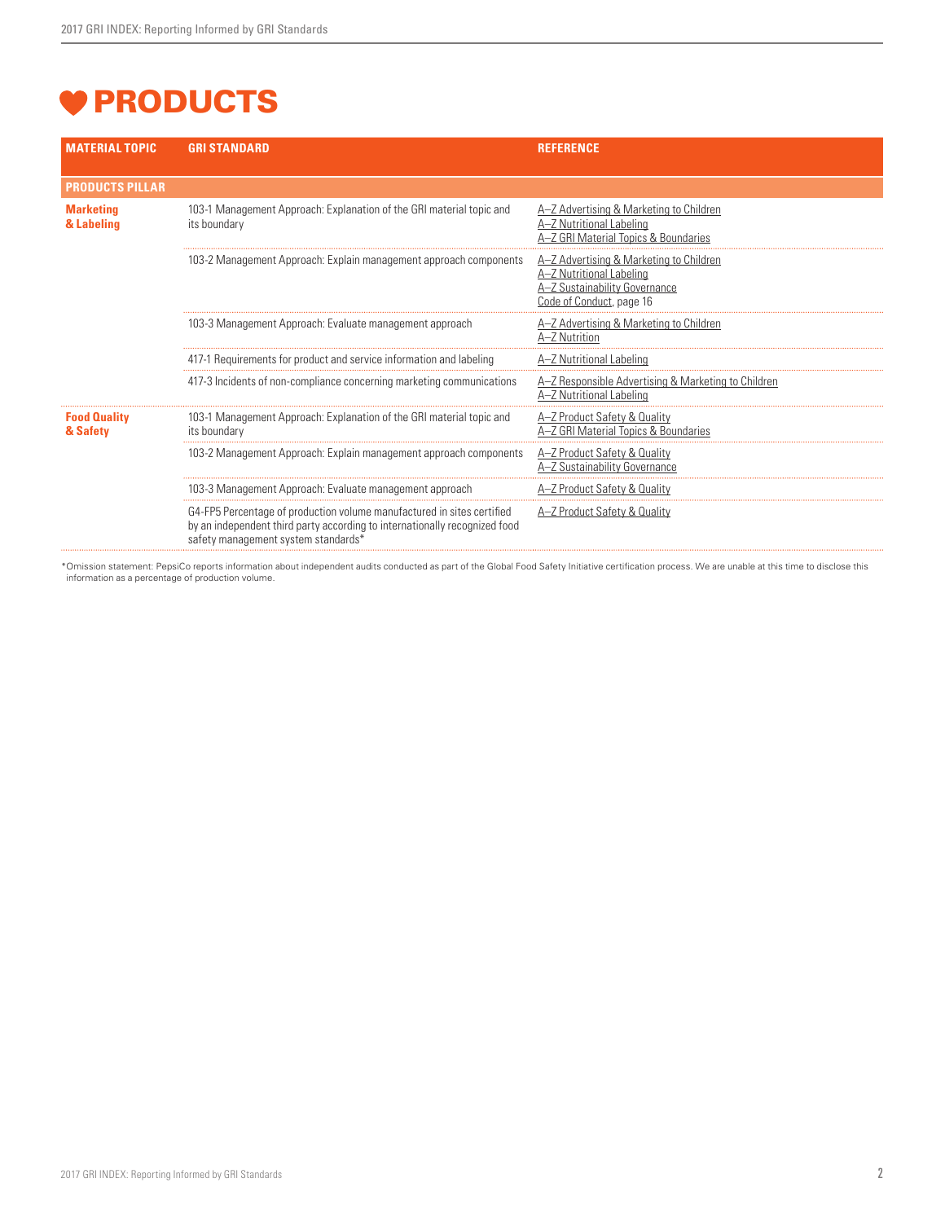# PRODUCTS

| MATERIAL TOPIC | GRI STANDARD | REFERENCE |
|---|---|---|
| **PRODUCTS PILLAR** | | |
| **Marketing & Labeling** | 103-1 Management Approach: Explanation of the GRI material topic and its boundary | A–Z Advertising & Marketing to Children<br>A–Z Nutritional Labeling<br>A–Z GRI Material Topics & Boundaries |
| | 103-2 Management Approach: Explain management approach components | A–Z Advertising & Marketing to Children<br>A–Z Nutritional Labeling<br>A–Z Sustainability Governance<br>Code of Conduct, page 16 |
| | 103-3 Management Approach: Evaluate management approach | A–Z Advertising & Marketing to Children<br>A–Z Nutrition |
| | 417-1 Requirements for product and service information and labeling | A–Z Nutritional Labeling |
| | 417-3 Incidents of non-compliance concerning marketing communications | A–Z Responsible Advertising & Marketing to Children<br>A–Z Nutritional Labeling |
| **Food Quality & Safety** | 103-1 Management Approach: Explanation of the GRI material topic and its boundary | A–Z Product Safety & Quality<br>A–Z GRI Material Topics & Boundaries |
| | 103-2 Management Approach: Explain management approach components | A–Z Product Safety & Quality<br>A–Z Sustainability Governance |
| | 103-3 Management Approach: Evaluate management approach | A–Z Product Safety & Quality |
| | G4-FP5 Percentage of production volume manufactured in sites certified by an independent third party according to internationally recognized food safety management system standards* | A–Z Product Safety & Quality |

*Omission statement: PepsiCo reports information about independent audits conducted as part of the Global Food Safety Initiative certification process. We are unable at this time to disclose this information as a percentage of production volume.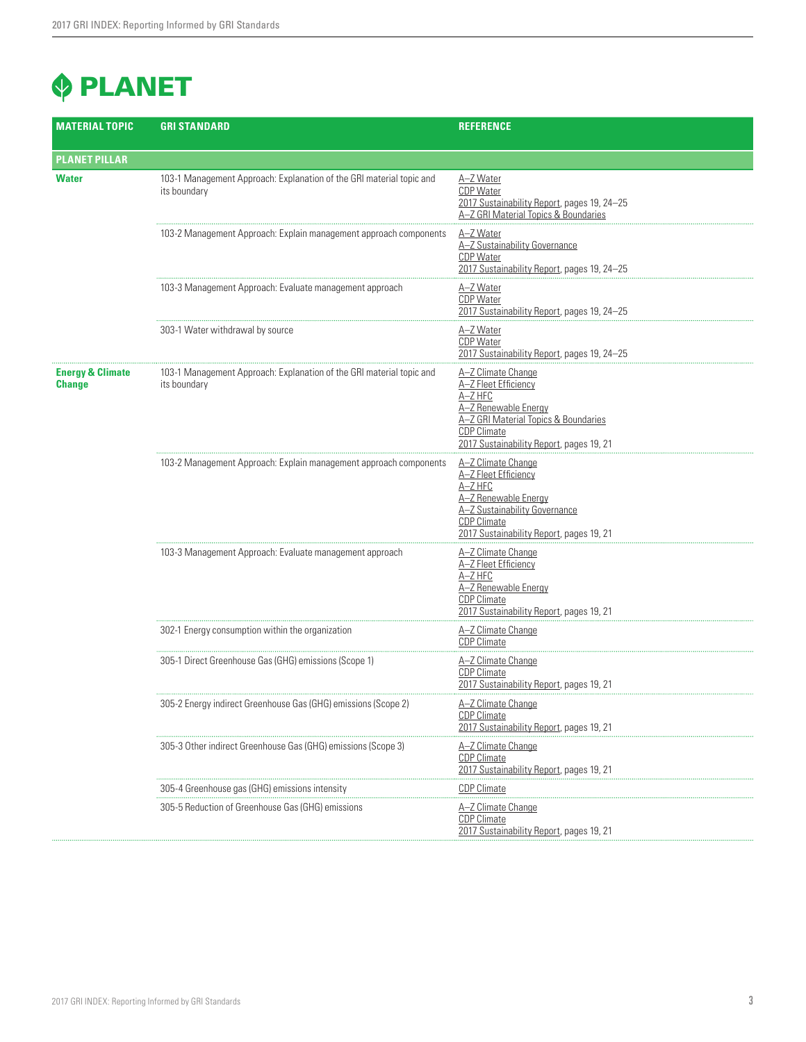# PLANET

| MATERIAL TOPIC | GRI STANDARD | REFERENCE |
|---|---|---|
| **PLANET PILLAR** | | |
| **Water** | 103-1 Management Approach: Explanation of the GRI material topic and its boundary | A–Z Water<br>CDP Water<br>2017 Sustainability Report, pages 19, 24–25<br>A–Z GRI Material Topics & Boundaries |
| | 103-2 Management Approach: Explain management approach components | A–Z Water<br>A–Z Sustainability Governance<br>CDP Water<br>2017 Sustainability Report, pages 19, 24–25 |
| | 103-3 Management Approach: Evaluate management approach | A–Z Water<br>CDP Water<br>2017 Sustainability Report, pages 19, 24–25 |
| | 303-1 Water withdrawal by source | A–Z Water<br>CDP Water<br>2017 Sustainability Report, pages 19, 24–25 |
| **Energy & Climate Change** | 103-1 Management Approach: Explanation of the GRI material topic and its boundary | A–Z Climate Change<br>A–Z Fleet Efficiency<br>A–Z HFC<br>A–Z Renewable Energy<br>A–Z GRI Material Topics & Boundaries<br>CDP Climate<br>2017 Sustainability Report, pages 19, 21 |
| | 103-2 Management Approach: Explain management approach components | A–Z Climate Change<br>A–Z Fleet Efficiency<br>A–Z HFC<br>A–Z Renewable Energy<br>A–Z Sustainability Governance<br>CDP Climate<br>2017 Sustainability Report, pages 19, 21 |
| | 103-3 Management Approach: Evaluate management approach | A–Z Climate Change<br>A–Z Fleet Efficiency<br>A–Z HFC<br>A–Z Renewable Energy<br>CDP Climate<br>2017 Sustainability Report, pages 19, 21 |
| | 302-1 Energy consumption within the organization | A–Z Climate Change<br>CDP Climate |
| | 305-1 Direct Greenhouse Gas (GHG) emissions (Scope 1) | A–Z Climate Change<br>CDP Climate<br>2017 Sustainability Report, pages 19, 21 |
| | 305-2 Energy indirect Greenhouse Gas (GHG) emissions (Scope 2) | A–Z Climate Change<br>CDP Climate<br>2017 Sustainability Report, pages 19, 21 |
| | 305-3 Other indirect Greenhouse Gas (GHG) emissions (Scope 3) | A–Z Climate Change<br>CDP Climate<br>2017 Sustainability Report, pages 19, 21 |
| | 305-4 Greenhouse gas (GHG) emissions intensity | CDP Climate |
| | 305-5 Reduction of Greenhouse Gas (GHG) emissions | A–Z Climate Change<br>CDP Climate<br>2017 Sustainability Report, pages 19, 21 |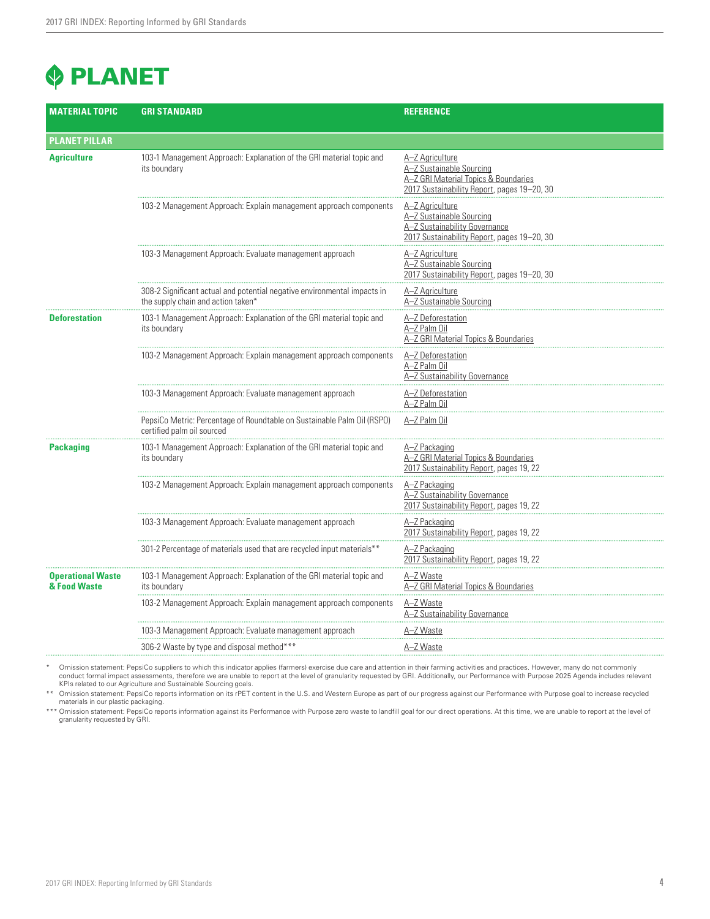# PLANET

| MATERIAL TOPIC | GRI STANDARD | REFERENCE |
|---|---|---|
| **PLANET PILLAR** | | |
| **Agriculture** | 103-1 Management Approach: Explanation of the GRI material topic and its boundary | A–Z Agriculture<br>A–Z Sustainable Sourcing<br>A–Z GRI Material Topics & Boundaries<br>2017 Sustainability Report, pages 19–20, 30 |
| | 103-2 Management Approach: Explain management approach components | A–Z Agriculture<br>A–Z Sustainable Sourcing<br>A–Z Sustainability Governance<br>2017 Sustainability Report, pages 19–20, 30 |
| | 103-3 Management Approach: Evaluate management approach | A–Z Agriculture<br>A–Z Sustainable Sourcing<br>2017 Sustainability Report, pages 19–20, 30 |
| | 308-2 Significant actual and potential negative environmental impacts in the supply chain and action taken* | A–Z Agriculture<br>A–Z Sustainable Sourcing |
| **Deforestation** | 103-1 Management Approach: Explanation of the GRI material topic and its boundary | A–Z Deforestation<br>A–Z Palm Oil<br>A–Z GRI Material Topics & Boundaries |
| | 103-2 Management Approach: Explain management approach components | A–Z Deforestation<br>A–Z Palm Oil<br>A–Z Sustainability Governance |
| | 103-3 Management Approach: Evaluate management approach | A–Z Deforestation<br>A–Z Palm Oil |
| | PepsiCo Metric: Percentage of Roundtable on Sustainable Palm Oil (RSPO) certified palm oil sourced | A–Z Palm Oil |
| **Packaging** | 103-1 Management Approach: Explanation of the GRI material topic and its boundary | A–Z Packaging<br>A–Z GRI Material Topics & Boundaries<br>2017 Sustainability Report, pages 19, 22 |
| | 103-2 Management Approach: Explain management approach components | A–Z Packaging<br>A–Z Sustainability Governance<br>2017 Sustainability Report, pages 19, 22 |
| | 103-3 Management Approach: Evaluate management approach | A–Z Packaging<br>2017 Sustainability Report, pages 19, 22 |
| | 301-2 Percentage of materials used that are recycled input materials** | A–Z Packaging<br>2017 Sustainability Report, pages 19, 22 |
| **Operational Waste & Food Waste** | 103-1 Management Approach: Explanation of the GRI material topic and its boundary | A–Z Waste<br>A–Z GRI Material Topics & Boundaries |
| | 103-2 Management Approach: Explain management approach components | A–Z Waste<br>A–Z Sustainability Governance |
| | 103-3 Management Approach: Evaluate management approach | A–Z Waste |
| | 306-2 Waste by type and disposal method*** | A–Z Waste |

\* Omission statement: PepsiCo suppliers to which this indicator applies (farmers) exercise due care and attention in their farming activities and practices. However, many do not commonly conduct formal impact assessments, therefore we are unable to report at the level of granularity requested by GRI. Additionally, our Performance with Purpose 2025 Agenda includes relevant KPIs related to our Agriculture and Sustainable Sourcing goals.

\*\* Omission statement: PepsiCo reports information on its rPET content in the U.S. and Western Europe as part of our progress against our Performance with Purpose goal to increase recycled materials in our plastic packaging.

\*\*\* Omission statement: PepsiCo reports information against its Performance with Purpose zero waste to landfill goal for our direct operations. At this time, we are unable to report at the level of granularity requested by GRI.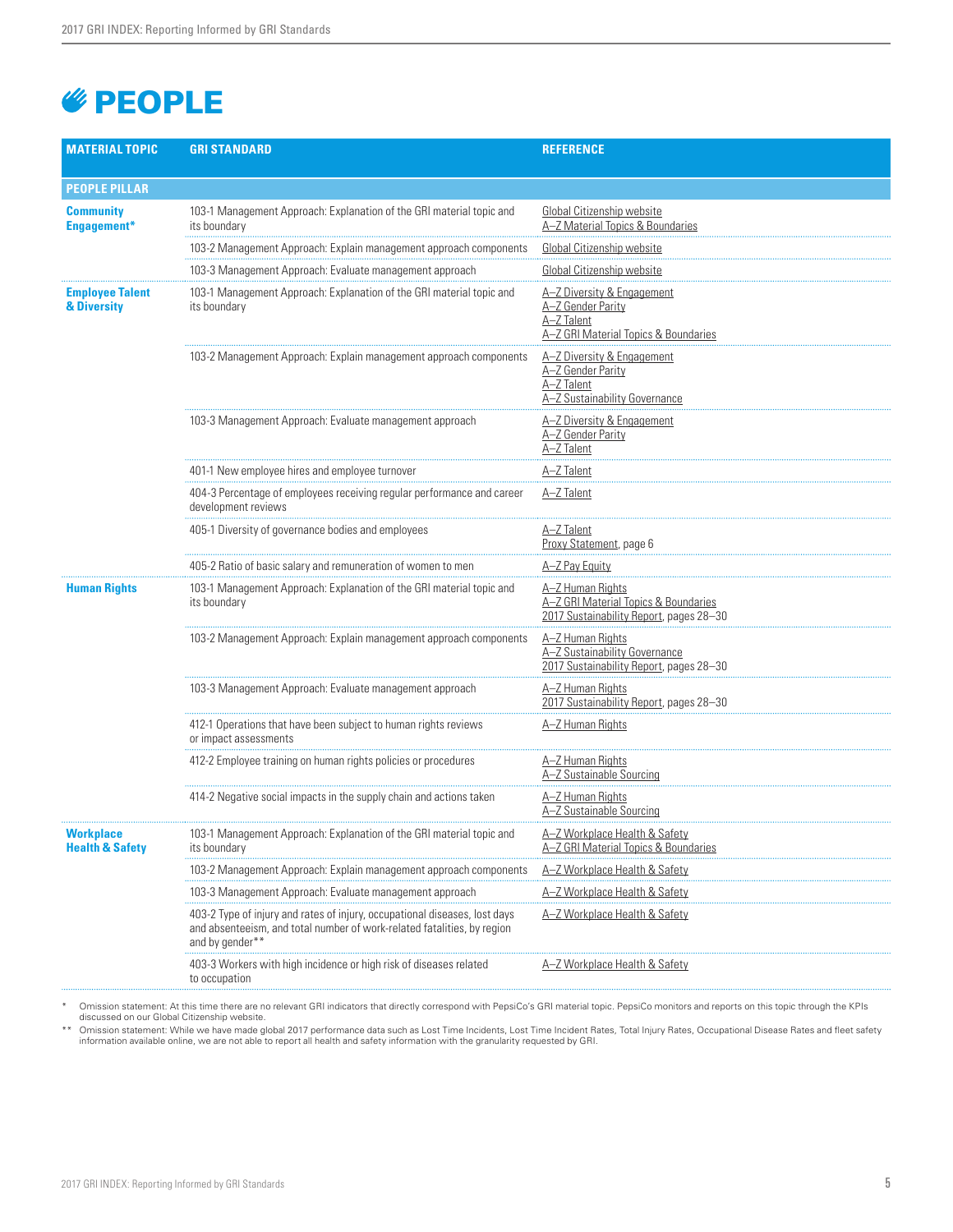# PEOPLE

| MATERIAL TOPIC | GRI STANDARD | REFERENCE |
|---|---|---|
| **PEOPLE PILLAR** | | |
| **Community Engagement*** | 103-1 Management Approach: Explanation of the GRI material topic and its boundary | Global Citizenship website<br>A–Z Material Topics & Boundaries |
| | 103-2 Management Approach: Explain management approach components | Global Citizenship website |
| | 103-3 Management Approach: Evaluate management approach | Global Citizenship website |
| **Employee Talent & Diversity** | 103-1 Management Approach: Explanation of the GRI material topic and its boundary | A–Z Diversity & Engagement<br>A–Z Gender Parity<br>A–Z Talent<br>A–Z GRI Material Topics & Boundaries |
| | 103-2 Management Approach: Explain management approach components | A–Z Diversity & Engagement<br>A–Z Gender Parity<br>A–Z Talent<br>A–Z Sustainability Governance |
| | 103-3 Management Approach: Evaluate management approach | A–Z Diversity & Engagement<br>A–Z Gender Parity<br>A–Z Talent |
| | 401-1 New employee hires and employee turnover | A–Z Talent |
| | 404-3 Percentage of employees receiving regular performance and career development reviews | A–Z Talent |
| | 405-1 Diversity of governance bodies and employees | A–Z Talent<br>Proxy Statement, page 6 |
| | 405-2 Ratio of basic salary and remuneration of women to men | A–Z Pay Equity |
| **Human Rights** | 103-1 Management Approach: Explanation of the GRI material topic and its boundary | A–Z Human Rights<br>A–Z GRI Material Topics & Boundaries<br>2017 Sustainability Report, pages 28–30 |
| | 103-2 Management Approach: Explain management approach components | A–Z Human Rights<br>A–Z Sustainability Governance<br>2017 Sustainability Report, pages 28–30 |
| | 103-3 Management Approach: Evaluate management approach | A–Z Human Rights<br>2017 Sustainability Report, pages 28–30 |
| | 412-1 Operations that have been subject to human rights reviews or impact assessments | A–Z Human Rights |
| | 412-2 Employee training on human rights policies or procedures | A–Z Human Rights<br>A–Z Sustainable Sourcing |
| | 414-2 Negative social impacts in the supply chain and actions taken | A–Z Human Rights<br>A–Z Sustainable Sourcing |
| **Workplace Health & Safety** | 103-1 Management Approach: Explanation of the GRI material topic and its boundary | A–Z Workplace Health & Safety<br>A–Z GRI Material Topics & Boundaries |
| | 103-2 Management Approach: Explain management approach components | A–Z Workplace Health & Safety |
| | 103-3 Management Approach: Evaluate management approach | A–Z Workplace Health & Safety |
| | 403-2 Type of injury and rates of injury, occupational diseases, lost days and absenteeism, and total number of work-related fatalities, by region and by gender** | A–Z Workplace Health & Safety |
| | 403-3 Workers with high incidence or high risk of diseases related to occupation | A–Z Workplace Health & Safety |

\* Omission statement: At this time there are no relevant GRI indicators that directly correspond with PepsiCo's GRI material topic. PepsiCo monitors and reports on this topic through the KPIs discussed on our Global Citizenship website.

** Omission statement: While we have made global 2017 performance data such as Lost Time Incidents, Lost Time Incident Rates, Total Injury Rates, Occupational Disease Rates and fleet safety information available online, we are not able to report all health and safety information with the granularity requested by GRI.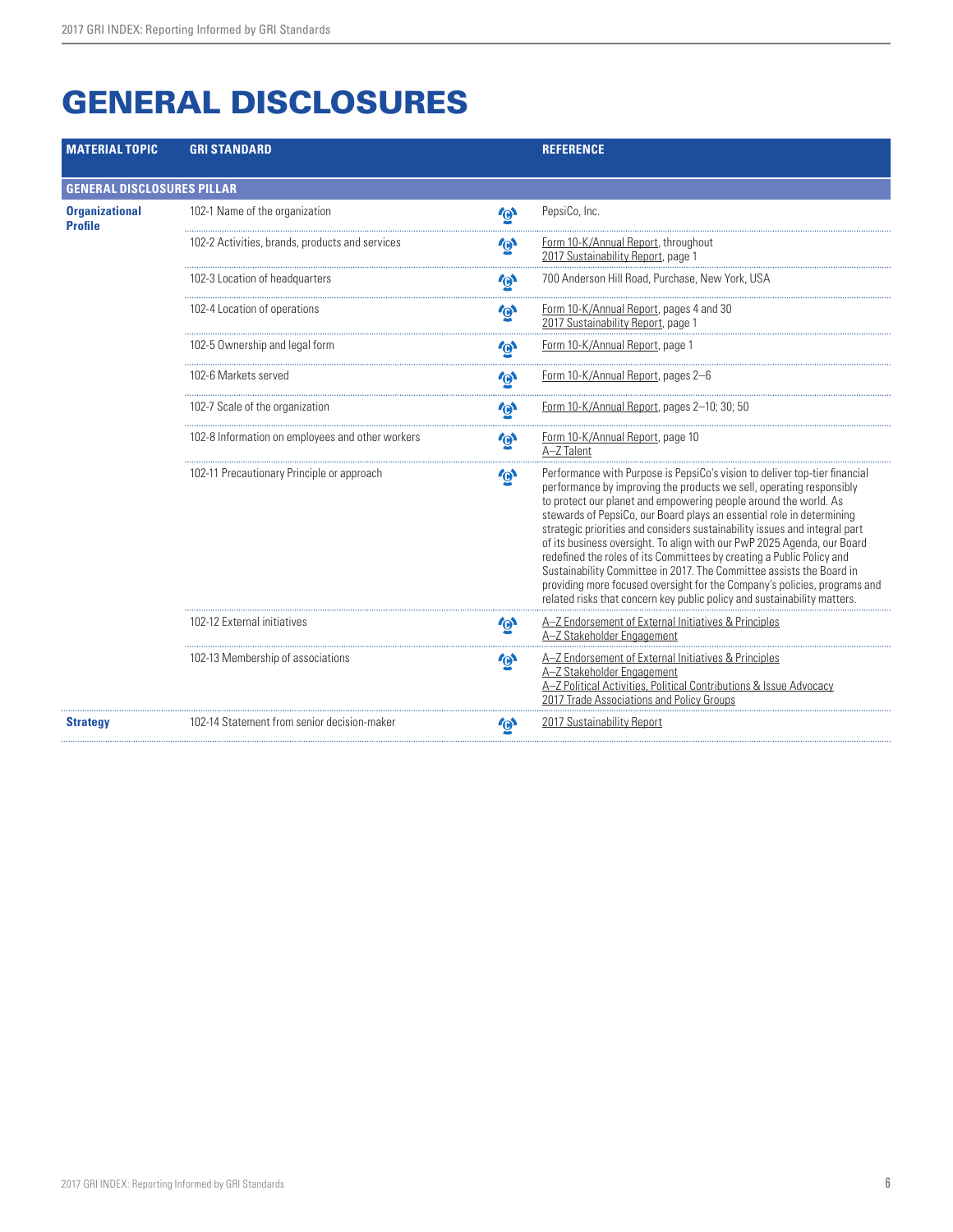# GENERAL DISCLOSURES

| MATERIAL TOPIC | GRI STANDARD | | REFERENCE |
|---|---|---|---|
| **GENERAL DISCLOSURES PILLAR** | | | |
| **Organizational Profile** | 102-1 Name of the organization | | PepsiCo, Inc. |
| | 102-2 Activities, brands, products and services | | Form 10-K/Annual Report, throughout<br>2017 Sustainability Report, page 1 |
| | 102-3 Location of headquarters | | 700 Anderson Hill Road, Purchase, New York, USA |
| | 102-4 Location of operations | | Form 10-K/Annual Report, pages 4 and 30<br>2017 Sustainability Report, page 1 |
| | 102-5 Ownership and legal form | | Form 10-K/Annual Report, page 1 |
| | 102-6 Markets served | | Form 10-K/Annual Report, pages 2–6 |
| | 102-7 Scale of the organization | | Form 10-K/Annual Report, pages 2–10; 30; 50 |
| | 102-8 Information on employees and other workers | | Form 10-K/Annual Report, page 10<br>A–Z Talent |
| | 102-11 Precautionary Principle or approach | | Performance with Purpose is PepsiCo's vision to deliver top-tier financial performance by improving the products we sell, operating responsibly to protect our planet and empowering people around the world. As stewards of PepsiCo, our Board plays an essential role in determining strategic priorities and considers sustainability issues and integral part of its business oversight. To align with our PwP 2025 Agenda, our Board redefined the roles of its Committees by creating a Public Policy and Sustainability Committee in 2017. The Committee assists the Board in providing more focused oversight for the Company's policies, programs and related risks that concern key public policy and sustainability matters. |
| | 102-12 External initiatives | | A–Z Endorsement of External Initiatives & Principles<br>A–Z Stakeholder Engagement |
| | 102-13 Membership of associations | | A–Z Endorsement of External Initiatives & Principles<br>A–Z Stakeholder Engagement<br>A–Z Political Activities, Political Contributions & Issue Advocacy<br>2017 Trade Associations and Policy Groups |
| **Strategy** | 102-14 Statement from senior decision-maker | | 2017 Sustainability Report |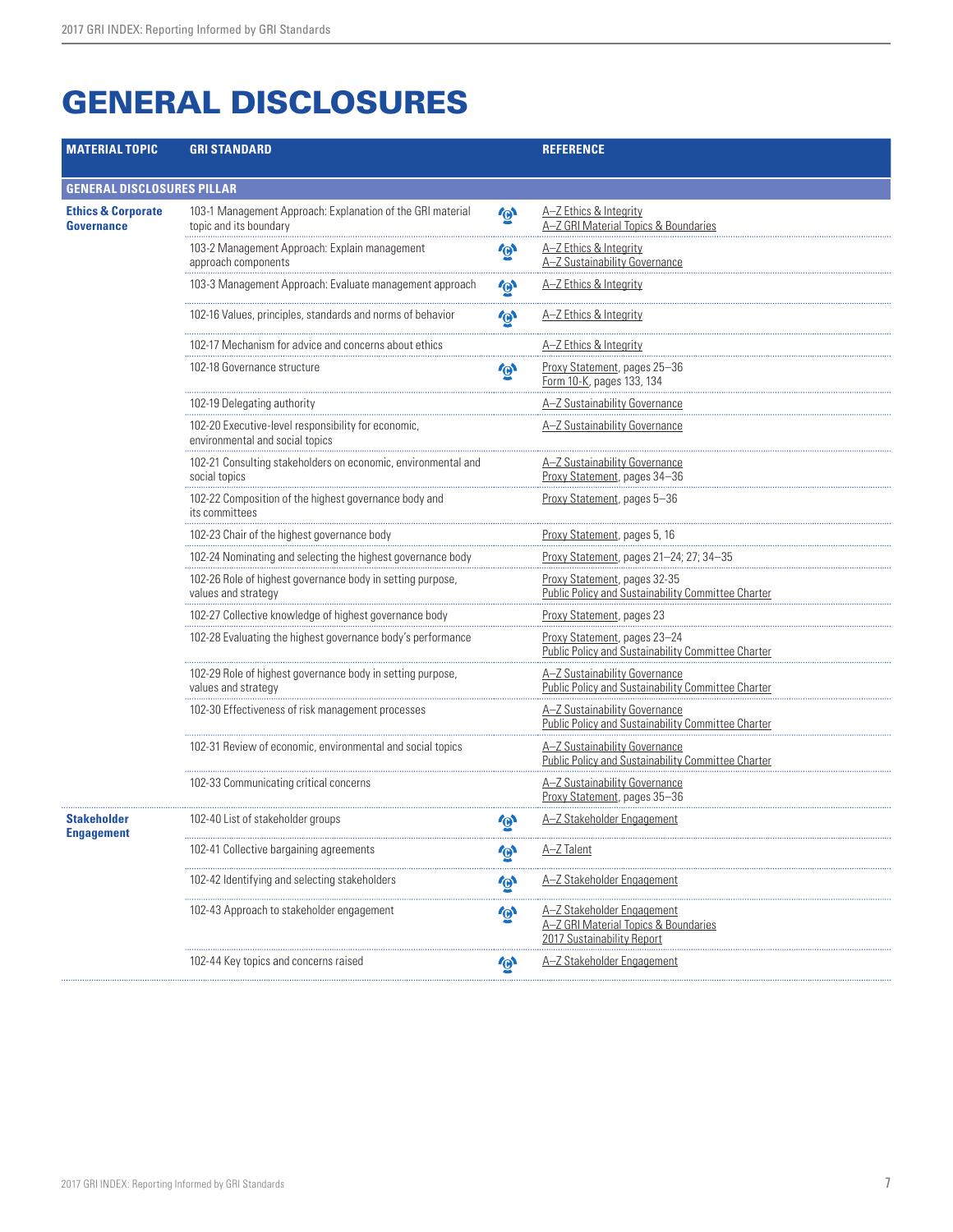# GENERAL DISCLOSURES

| MATERIAL TOPIC | GRI STANDARD | | REFERENCE |
|---|---|---|---|
| **GENERAL DISCLOSURES PILLAR** | | | |
| **Ethics & Corporate Governance** | 103-1 Management Approach: Explanation of the GRI material topic and its boundary | | A–Z Ethics & Integrity<br>A–Z GRI Material Topics & Boundaries |
| | 103-2 Management Approach: Explain management approach components | | A–Z Ethics & Integrity<br>A–Z Sustainability Governance |
| | 103-3 Management Approach: Evaluate management approach | | A–Z Ethics & Integrity |
| | 102-16 Values, principles, standards and norms of behavior | | A–Z Ethics & Integrity |
| | 102-17 Mechanism for advice and concerns about ethics | | A–Z Ethics & Integrity |
| | 102-18 Governance structure | | Proxy Statement, pages 25–36<br>Form 10-K, pages 133, 134 |
| | 102-19 Delegating authority | | A–Z Sustainability Governance |
| | 102-20 Executive-level responsibility for economic, environmental and social topics | | A–Z Sustainability Governance |
| | 102-21 Consulting stakeholders on economic, environmental and social topics | | A–Z Sustainability Governance<br>Proxy Statement, pages 34–36 |
| | 102-22 Composition of the highest governance body and its committees | | Proxy Statement, pages 5–36 |
| | 102-23 Chair of the highest governance body | | Proxy Statement, pages 5, 16 |
| | 102-24 Nominating and selecting the highest governance body | | Proxy Statement, pages 21–24; 27; 34–35 |
| | 102-26 Role of highest governance body in setting purpose, values and strategy | | Proxy Statement, pages 32-35<br>Public Policy and Sustainability Committee Charter |
| | 102-27 Collective knowledge of highest governance body | | Proxy Statement, pages 23 |
| | 102-28 Evaluating the highest governance body's performance | | Proxy Statement, pages 23–24<br>Public Policy and Sustainability Committee Charter |
| | 102-29 Role of highest governance body in setting purpose, values and strategy | | A–Z Sustainability Governance<br>Public Policy and Sustainability Committee Charter |
| | 102-30 Effectiveness of risk management processes | | A–Z Sustainability Governance<br>Public Policy and Sustainability Committee Charter |
| | 102-31 Review of economic, environmental and social topics | | A–Z Sustainability Governance<br>Public Policy and Sustainability Committee Charter |
| | 102-33 Communicating critical concerns | | A–Z Sustainability Governance<br>Proxy Statement, pages 35–36 |
| **Stakeholder Engagement** | 102-40 List of stakeholder groups | | A–Z Stakeholder Engagement |
| | 102-41 Collective bargaining agreements | | A–Z Talent |
| | 102-42 Identifying and selecting stakeholders | | A–Z Stakeholder Engagement |
| | 102-43 Approach to stakeholder engagement | | A–Z Stakeholder Engagement<br>A–Z GRI Material Topics & Boundaries<br>2017 Sustainability Report |
| | 102-44 Key topics and concerns raised | | A–Z Stakeholder Engagement |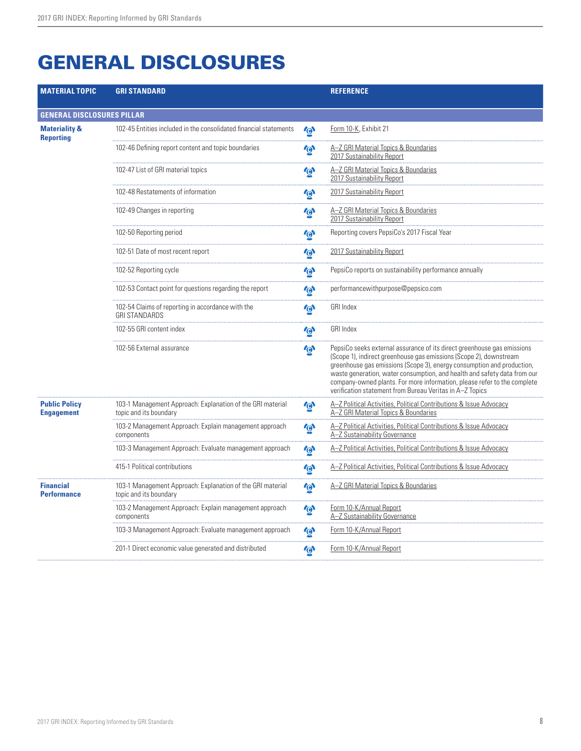# GENERAL DISCLOSURES

| MATERIAL TOPIC | GRI STANDARD | | REFERENCE |
|---|---|---|---|
| **GENERAL DISCLOSURES PILLAR** | | | |
| **Materiality & Reporting** | 102-45 Entities included in the consolidated financial statements | | Form 10-K, Exhibit 21 |
| | 102-46 Defining report content and topic boundaries | | A–Z GRI Material Topics & Boundaries<br>2017 Sustainability Report |
| | 102-47 List of GRI material topics | | A–Z GRI Material Topics & Boundaries<br>2017 Sustainability Report |
| | 102-48 Restatements of information | | 2017 Sustainability Report |
| | 102-49 Changes in reporting | | A–Z GRI Material Topics & Boundaries<br>2017 Sustainability Report |
| | 102-50 Reporting period | | Reporting covers PepsiCo's 2017 Fiscal Year |
| | 102-51 Date of most recent report | | 2017 Sustainability Report |
| | 102-52 Reporting cycle | | PepsiCo reports on sustainability performance annually |
| | 102-53 Contact point for questions regarding the report | | performancewithpurpose@pepsico.com |
| | 102-54 Claims of reporting in accordance with the GRI STANDARDS | | GRI Index |
| | 102-55 GRI content index | | GRI Index |
| | 102-56 External assurance | | PepsiCo seeks external assurance of its direct greenhouse gas emissions (Scope 1), indirect greenhouse gas emissions (Scope 2), downstream greenhouse gas emissions (Scope 3), energy consumption and production, waste generation, water consumption, and health and safety data from our company-owned plants. For more information, please refer to the complete verification statement from Bureau Veritas in A–Z Topics |
| **Public Policy Engagement** | 103-1 Management Approach: Explanation of the GRI material topic and its boundary | | A–Z Political Activities, Political Contributions & Issue Advocacy<br>A–Z GRI Material Topics & Boundaries |
| | 103-2 Management Approach: Explain management approach components | | A–Z Political Activities, Political Contributions & Issue Advocacy<br>A–Z Sustainability Governance |
| | 103-3 Management Approach: Evaluate management approach | | A–Z Political Activities, Political Contributions & Issue Advocacy |
| | 415-1 Political contributions | | A–Z Political Activities, Political Contributions & Issue Advocacy |
| **Financial Performance** | 103-1 Management Approach: Explanation of the GRI material topic and its boundary | | A–Z GRI Material Topics & Boundaries |
| | 103-2 Management Approach: Explain management approach components | | Form 10-K/Annual Report<br>A–Z Sustainability Governance |
| | 103-3 Management Approach: Evaluate management approach | | Form 10-K/Annual Report |
| | 201-1 Direct economic value generated and distributed | | Form 10-K/Annual Report |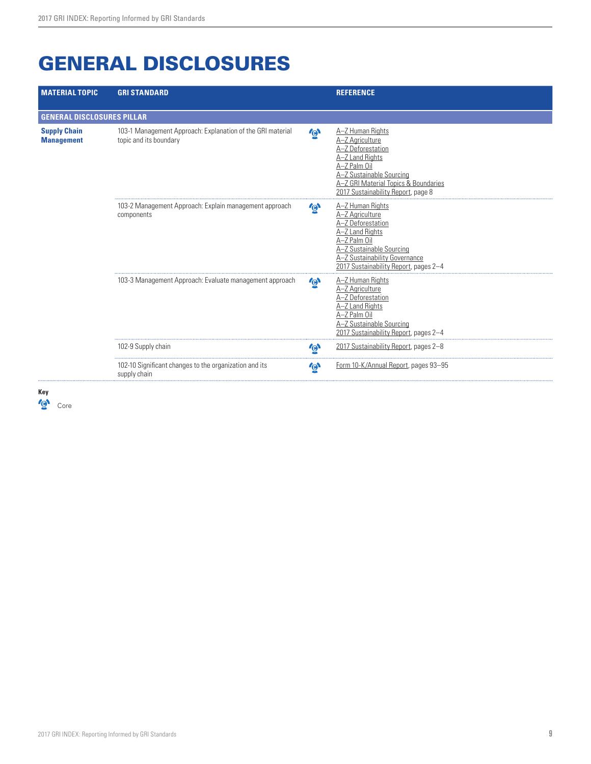# GENERAL DISCLOSURES

| MATERIAL TOPIC | GRI STANDARD | | REFERENCE |
|---|---|---|---|
| **GENERAL DISCLOSURES PILLAR** | | | |
| **Supply Chain Management** | 103-1 Management Approach: Explanation of the GRI material topic and its boundary | Core | A–Z Human Rights<br>A–Z Agriculture<br>A–Z Deforestation<br>A–Z Land Rights<br>A–Z Palm Oil<br>A–Z Sustainable Sourcing<br>A–Z GRI Material Topics & Boundaries<br>2017 Sustainability Report, page 8 |
| | 103-2 Management Approach: Explain management approach components | Core | A–Z Human Rights<br>A–Z Agriculture<br>A–Z Deforestation<br>A–Z Land Rights<br>A–Z Palm Oil<br>A–Z Sustainable Sourcing<br>A–Z Sustainability Governance<br>2017 Sustainability Report, pages 2–4 |
| | 103-3 Management Approach: Evaluate management approach | Core | A–Z Human Rights<br>A–Z Agriculture<br>A–Z Deforestation<br>A–Z Land Rights<br>A–Z Palm Oil<br>A–Z Sustainable Sourcing<br>2017 Sustainability Report, pages 2–4 |
| | 102-9 Supply chain | Core | 2017 Sustainability Report, pages 2–8 |
| | 102-10 Significant changes to the organization and its supply chain | Core | Form 10-K/Annual Report, pages 93–95 |

**Key**

Core